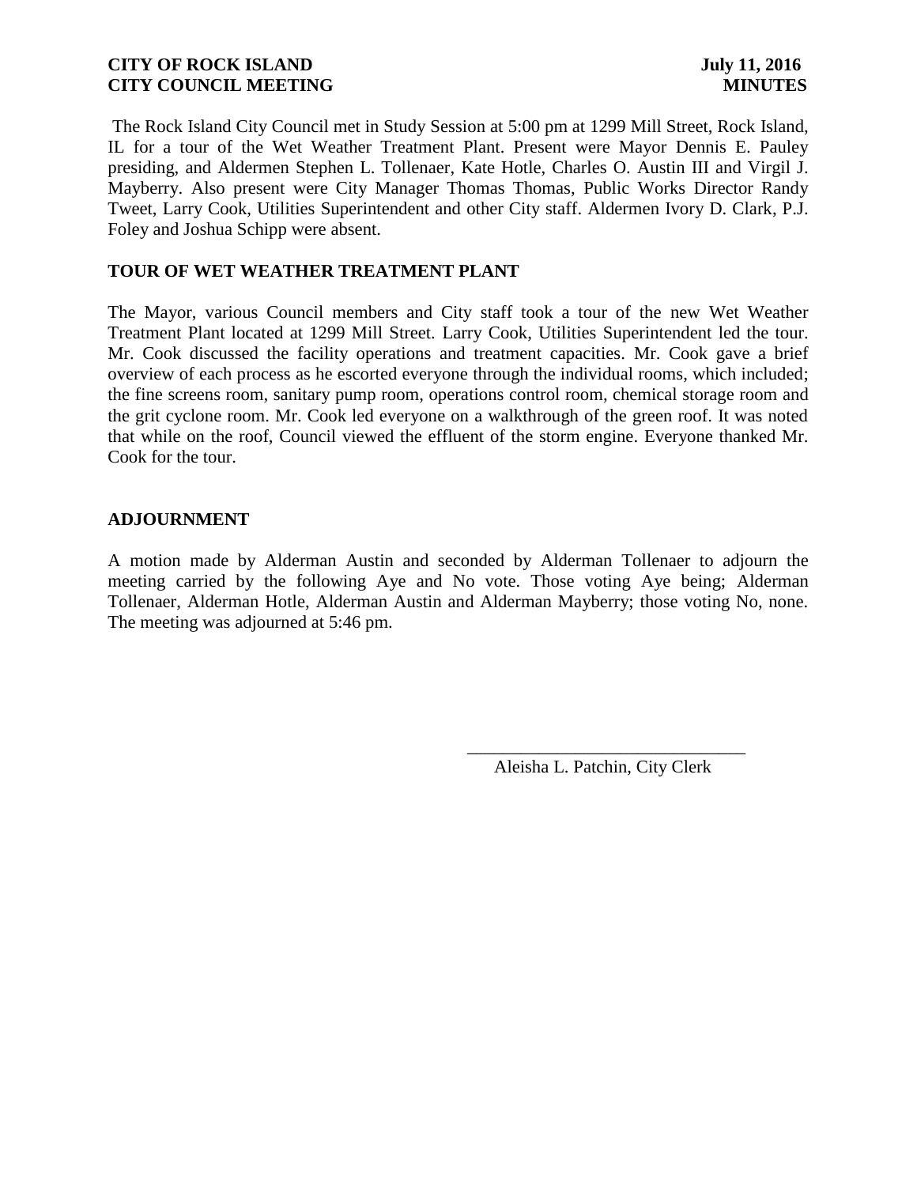**CITY OF ROCK ISLAND** **July 11, 2016**
**CITY COUNCIL MEETING** **MINUTES**

The Rock Island City Council met in Study Session at 5:00 pm at 1299 Mill Street, Rock Island, IL for a tour of the Wet Weather Treatment Plant. Present were Mayor Dennis E. Pauley presiding, and Aldermen Stephen L. Tollenaer, Kate Hotle, Charles O. Austin III and Virgil J. Mayberry. Also present were City Manager Thomas Thomas, Public Works Director Randy Tweet, Larry Cook, Utilities Superintendent and other City staff. Aldermen Ivory D. Clark, P.J. Foley and Joshua Schipp were absent.

**TOUR OF WET WEATHER TREATMENT PLANT**

The Mayor, various Council members and City staff took a tour of the new Wet Weather Treatment Plant located at 1299 Mill Street. Larry Cook, Utilities Superintendent led the tour. Mr. Cook discussed the facility operations and treatment capacities. Mr. Cook gave a brief overview of each process as he escorted everyone through the individual rooms, which included; the fine screens room, sanitary pump room, operations control room, chemical storage room and the grit cyclone room. Mr. Cook led everyone on a walkthrough of the green roof. It was noted that while on the roof, Council viewed the effluent of the storm engine. Everyone thanked Mr. Cook for the tour.

**ADJOURNMENT**

A motion made by Alderman Austin and seconded by Alderman Tollenaer to adjourn the meeting carried by the following Aye and No vote. Those voting Aye being; Alderman Tollenaer, Alderman Hotle, Alderman Austin and Alderman Mayberry; those voting No, none. The meeting was adjourned at 5:46 pm.

\_\_\_\_\_\_\_\_\_\_\_\_\_\_\_\_\_\_\_\_\_\_\_\_\_\_\_\_\_\_\_

Aleisha L. Patchin, City Clerk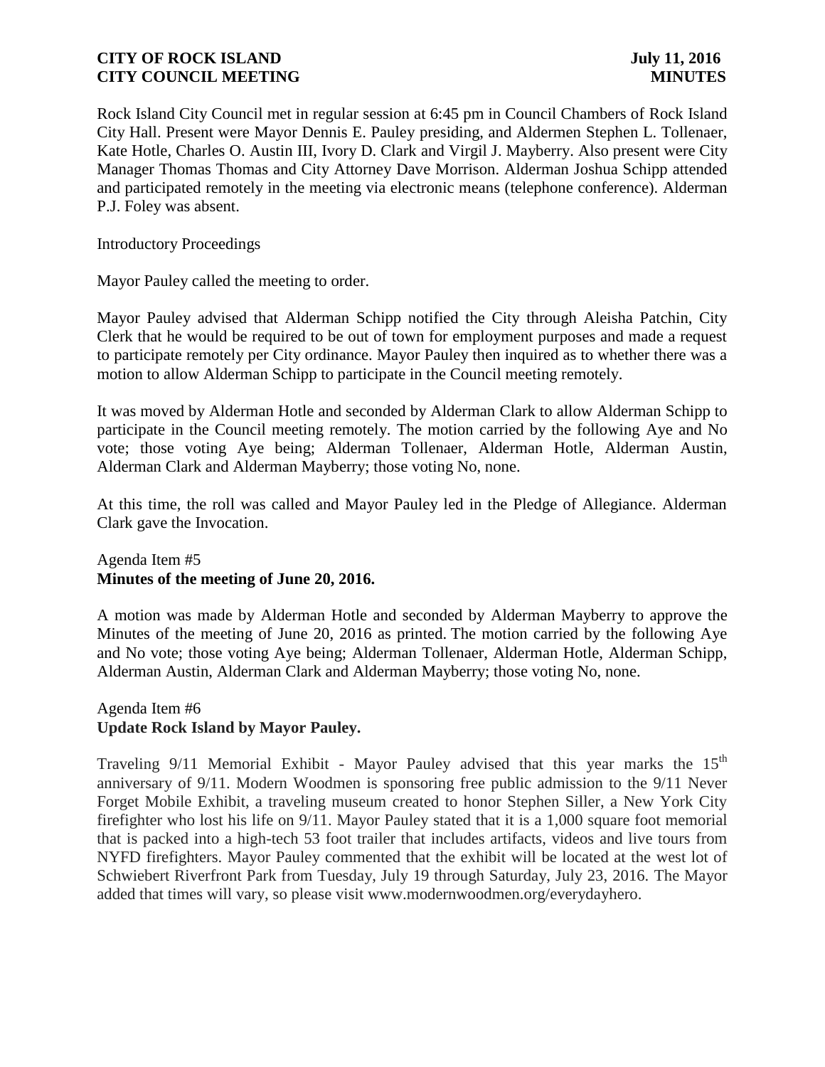Rock Island City Council met in regular session at 6:45 pm in Council Chambers of Rock Island City Hall. Present were Mayor Dennis E. Pauley presiding, and Aldermen Stephen L. Tollenaer, Kate Hotle, Charles O. Austin III, Ivory D. Clark and Virgil J. Mayberry. Also present were City Manager Thomas Thomas and City Attorney Dave Morrison. Alderman Joshua Schipp attended and participated remotely in the meeting via electronic means (telephone conference). Alderman P.J. Foley was absent.

Introductory Proceedings

Mayor Pauley called the meeting to order.

Mayor Pauley advised that Alderman Schipp notified the City through Aleisha Patchin, City Clerk that he would be required to be out of town for employment purposes and made a request to participate remotely per City ordinance. Mayor Pauley then inquired as to whether there was a motion to allow Alderman Schipp to participate in the Council meeting remotely.

It was moved by Alderman Hotle and seconded by Alderman Clark to allow Alderman Schipp to participate in the Council meeting remotely. The motion carried by the following Aye and No vote; those voting Aye being; Alderman Tollenaer, Alderman Hotle, Alderman Austin, Alderman Clark and Alderman Mayberry; those voting No, none.

At this time, the roll was called and Mayor Pauley led in the Pledge of Allegiance. Alderman Clark gave the Invocation.

Agenda Item #5
**Minutes of the meeting of June 20, 2016.**

A motion was made by Alderman Hotle and seconded by Alderman Mayberry to approve the Minutes of the meeting of June 20, 2016 as printed. The motion carried by the following Aye and No vote; those voting Aye being; Alderman Tollenaer, Alderman Hotle, Alderman Schipp, Alderman Austin, Alderman Clark and Alderman Mayberry; those voting No, none.

Agenda Item #6
**Update Rock Island by Mayor Pauley.**

Traveling 9/11 Memorial Exhibit - Mayor Pauley advised that this year marks the 15th anniversary of 9/11. Modern Woodmen is sponsoring free public admission to the 9/11 Never Forget Mobile Exhibit, a traveling museum created to honor Stephen Siller, a New York City firefighter who lost his life on 9/11. Mayor Pauley stated that it is a 1,000 square foot memorial that is packed into a high-tech 53 foot trailer that includes artifacts, videos and live tours from NYFD firefighters. Mayor Pauley commented that the exhibit will be located at the west lot of Schwiebert Riverfront Park from Tuesday, July 19 through Saturday, July 23, 2016. The Mayor added that times will vary, so please visit www.modernwoodmen.org/everydayhero.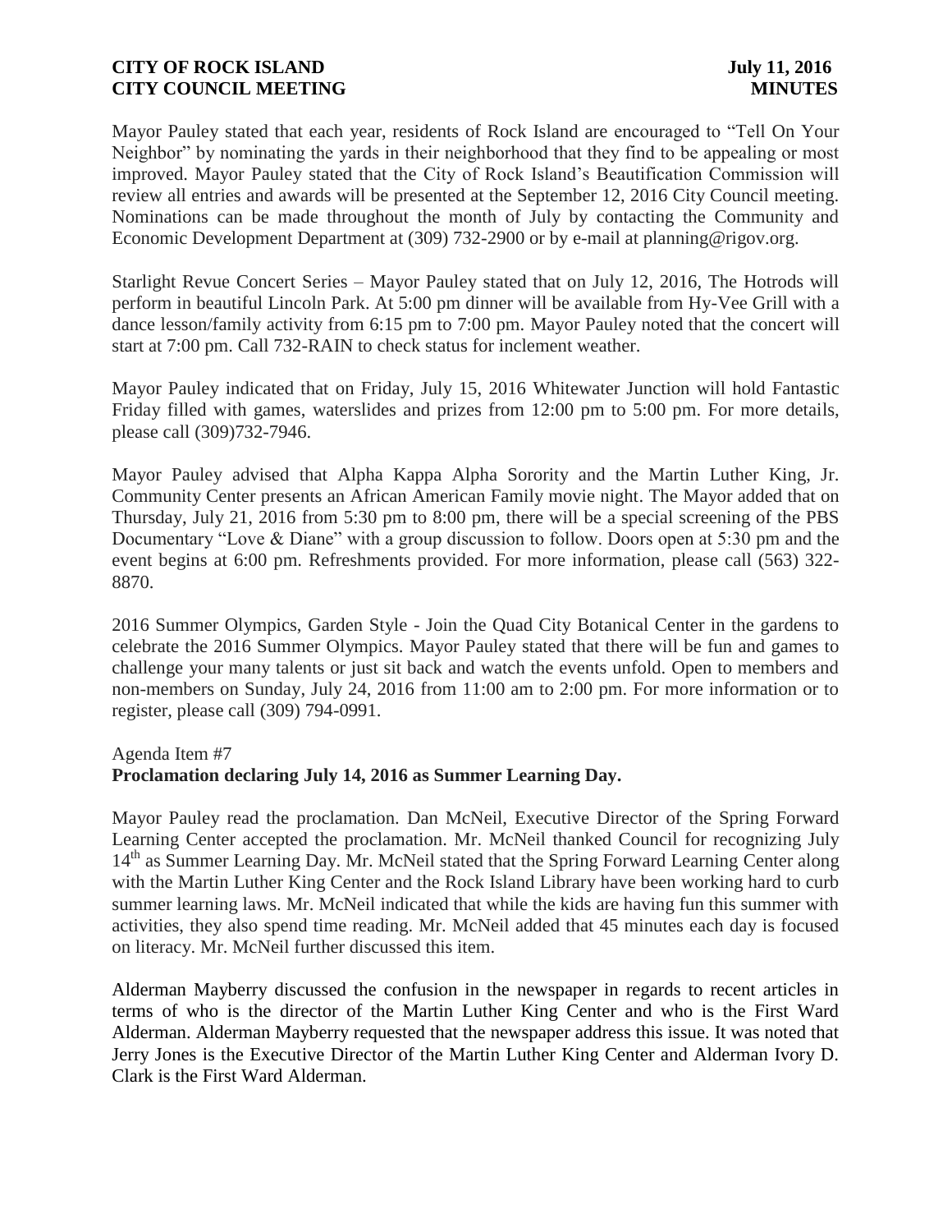Mayor Pauley stated that each year, residents of Rock Island are encouraged to "Tell On Your Neighbor" by nominating the yards in their neighborhood that they find to be appealing or most improved. Mayor Pauley stated that the City of Rock Island's Beautification Commission will review all entries and awards will be presented at the September 12, 2016 City Council meeting. Nominations can be made throughout the month of July by contacting the Community and Economic Development Department at (309) 732-2900 or by e-mail at planning@rigov.org.

Starlight Revue Concert Series – Mayor Pauley stated that on July 12, 2016, The Hotrods will perform in beautiful Lincoln Park. At 5:00 pm dinner will be available from Hy-Vee Grill with a dance lesson/family activity from 6:15 pm to 7:00 pm. Mayor Pauley noted that the concert will start at 7:00 pm. Call 732-RAIN to check status for inclement weather.

Mayor Pauley indicated that on Friday, July 15, 2016 Whitewater Junction will hold Fantastic Friday filled with games, waterslides and prizes from 12:00 pm to 5:00 pm. For more details, please call (309)732-7946.

Mayor Pauley advised that Alpha Kappa Alpha Sorority and the Martin Luther King, Jr. Community Center presents an African American Family movie night. The Mayor added that on Thursday, July 21, 2016 from 5:30 pm to 8:00 pm, there will be a special screening of the PBS Documentary "Love & Diane" with a group discussion to follow. Doors open at 5:30 pm and the event begins at 6:00 pm. Refreshments provided. For more information, please call (563) 322-8870.

2016 Summer Olympics, Garden Style - Join the Quad City Botanical Center in the gardens to celebrate the 2016 Summer Olympics. Mayor Pauley stated that there will be fun and games to challenge your many talents or just sit back and watch the events unfold. Open to members and non-members on Sunday, July 24, 2016 from 11:00 am to 2:00 pm. For more information or to register, please call (309) 794-0991.

Agenda Item #7
**Proclamation declaring July 14, 2016 as Summer Learning Day.**

Mayor Pauley read the proclamation. Dan McNeil, Executive Director of the Spring Forward Learning Center accepted the proclamation. Mr. McNeil thanked Council for recognizing July 14th as Summer Learning Day. Mr. McNeil stated that the Spring Forward Learning Center along with the Martin Luther King Center and the Rock Island Library have been working hard to curb summer learning laws. Mr. McNeil indicated that while the kids are having fun this summer with activities, they also spend time reading. Mr. McNeil added that 45 minutes each day is focused on literacy. Mr. McNeil further discussed this item.

Alderman Mayberry discussed the confusion in the newspaper in regards to recent articles in terms of who is the director of the Martin Luther King Center and who is the First Ward Alderman. Alderman Mayberry requested that the newspaper address this issue. It was noted that Jerry Jones is the Executive Director of the Martin Luther King Center and Alderman Ivory D. Clark is the First Ward Alderman.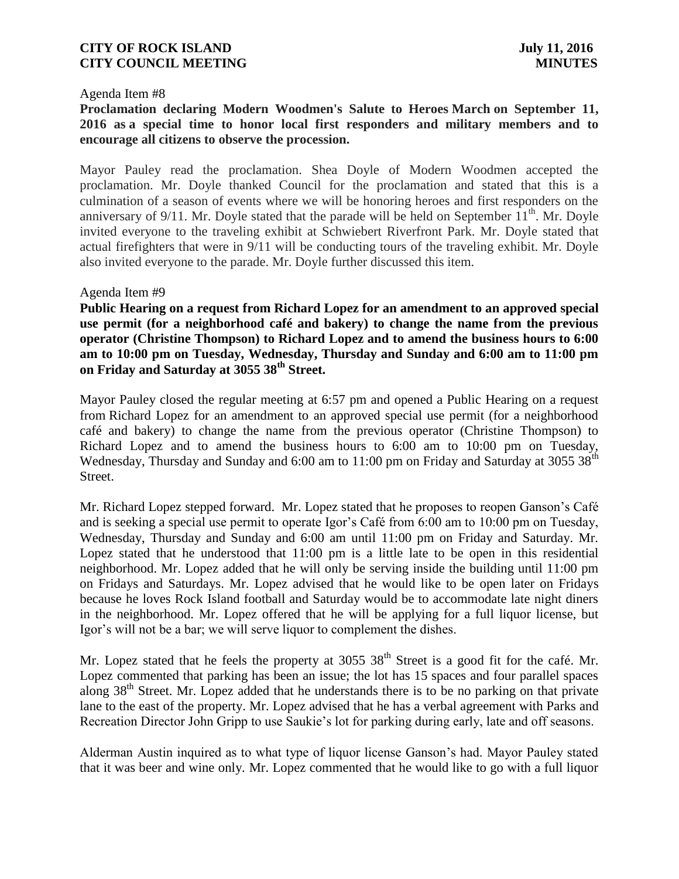Agenda Item #8

**Proclamation declaring Modern Woodmen's Salute to Heroes March on September 11, 2016 as a special time to honor local first responders and military members and to encourage all citizens to observe the procession.**

Mayor Pauley read the proclamation. Shea Doyle of Modern Woodmen accepted the proclamation. Mr. Doyle thanked Council for the proclamation and stated that this is a culmination of a season of events where we will be honoring heroes and first responders on the anniversary of 9/11. Mr. Doyle stated that the parade will be held on September 11th. Mr. Doyle invited everyone to the traveling exhibit at Schwiebert Riverfront Park. Mr. Doyle stated that actual firefighters that were in 9/11 will be conducting tours of the traveling exhibit. Mr. Doyle also invited everyone to the parade. Mr. Doyle further discussed this item.

Agenda Item #9

**Public Hearing on a request from Richard Lopez for an amendment to an approved special use permit (for a neighborhood café and bakery) to change the name from the previous operator (Christine Thompson) to Richard Lopez and to amend the business hours to 6:00 am to 10:00 pm on Tuesday, Wednesday, Thursday and Sunday and 6:00 am to 11:00 pm on Friday and Saturday at 3055 38th Street.**

Mayor Pauley closed the regular meeting at 6:57 pm and opened a Public Hearing on a request from Richard Lopez for an amendment to an approved special use permit (for a neighborhood café and bakery) to change the name from the previous operator (Christine Thompson) to Richard Lopez and to amend the business hours to 6:00 am to 10:00 pm on Tuesday, Wednesday, Thursday and Sunday and 6:00 am to 11:00 pm on Friday and Saturday at 3055 38th Street.

Mr. Richard Lopez stepped forward. Mr. Lopez stated that he proposes to reopen Ganson's Café and is seeking a special use permit to operate Igor's Café from 6:00 am to 10:00 pm on Tuesday, Wednesday, Thursday and Sunday and 6:00 am until 11:00 pm on Friday and Saturday. Mr. Lopez stated that he understood that 11:00 pm is a little late to be open in this residential neighborhood. Mr. Lopez added that he will only be serving inside the building until 11:00 pm on Fridays and Saturdays. Mr. Lopez advised that he would like to be open later on Fridays because he loves Rock Island football and Saturday would be to accommodate late night diners in the neighborhood. Mr. Lopez offered that he will be applying for a full liquor license, but Igor's will not be a bar; we will serve liquor to complement the dishes.

Mr. Lopez stated that he feels the property at 3055 38th Street is a good fit for the café. Mr. Lopez commented that parking has been an issue; the lot has 15 spaces and four parallel spaces along 38th Street. Mr. Lopez added that he understands there is to be no parking on that private lane to the east of the property. Mr. Lopez advised that he has a verbal agreement with Parks and Recreation Director John Gripp to use Saukie's lot for parking during early, late and off seasons.

Alderman Austin inquired as to what type of liquor license Ganson's had. Mayor Pauley stated that it was beer and wine only. Mr. Lopez commented that he would like to go with a full liquor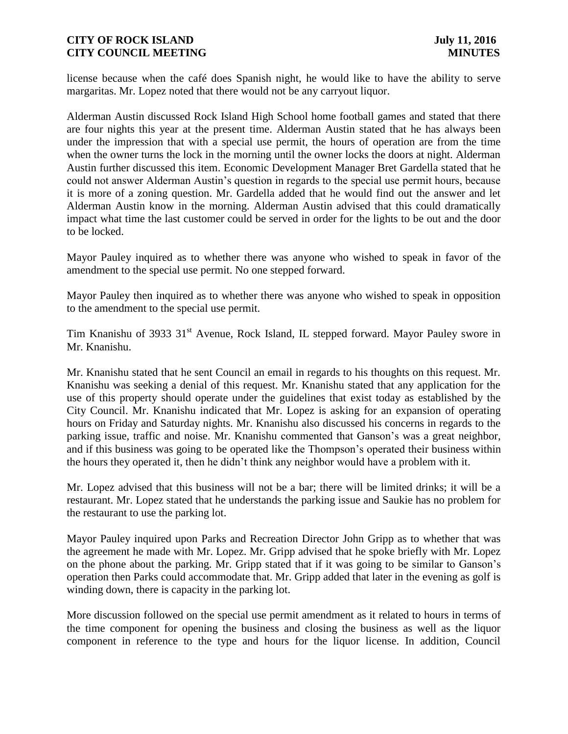license because when the café does Spanish night, he would like to have the ability to serve margaritas. Mr. Lopez noted that there would not be any carryout liquor.

Alderman Austin discussed Rock Island High School home football games and stated that there are four nights this year at the present time. Alderman Austin stated that he has always been under the impression that with a special use permit, the hours of operation are from the time when the owner turns the lock in the morning until the owner locks the doors at night. Alderman Austin further discussed this item. Economic Development Manager Bret Gardella stated that he could not answer Alderman Austin's question in regards to the special use permit hours, because it is more of a zoning question. Mr. Gardella added that he would find out the answer and let Alderman Austin know in the morning. Alderman Austin advised that this could dramatically impact what time the last customer could be served in order for the lights to be out and the door to be locked.

Mayor Pauley inquired as to whether there was anyone who wished to speak in favor of the amendment to the special use permit. No one stepped forward.

Mayor Pauley then inquired as to whether there was anyone who wished to speak in opposition to the amendment to the special use permit.

Tim Knanishu of 3933 31st Avenue, Rock Island, IL stepped forward. Mayor Pauley swore in Mr. Knanishu.

Mr. Knanishu stated that he sent Council an email in regards to his thoughts on this request. Mr. Knanishu was seeking a denial of this request. Mr. Knanishu stated that any application for the use of this property should operate under the guidelines that exist today as established by the City Council. Mr. Knanishu indicated that Mr. Lopez is asking for an expansion of operating hours on Friday and Saturday nights. Mr. Knanishu also discussed his concerns in regards to the parking issue, traffic and noise. Mr. Knanishu commented that Ganson's was a great neighbor, and if this business was going to be operated like the Thompson's operated their business within the hours they operated it, then he didn't think any neighbor would have a problem with it.

Mr. Lopez advised that this business will not be a bar; there will be limited drinks; it will be a restaurant. Mr. Lopez stated that he understands the parking issue and Saukie has no problem for the restaurant to use the parking lot.

Mayor Pauley inquired upon Parks and Recreation Director John Gripp as to whether that was the agreement he made with Mr. Lopez. Mr. Gripp advised that he spoke briefly with Mr. Lopez on the phone about the parking. Mr. Gripp stated that if it was going to be similar to Ganson's operation then Parks could accommodate that. Mr. Gripp added that later in the evening as golf is winding down, there is capacity in the parking lot.

More discussion followed on the special use permit amendment as it related to hours in terms of the time component for opening the business and closing the business as well as the liquor component in reference to the type and hours for the liquor license. In addition, Council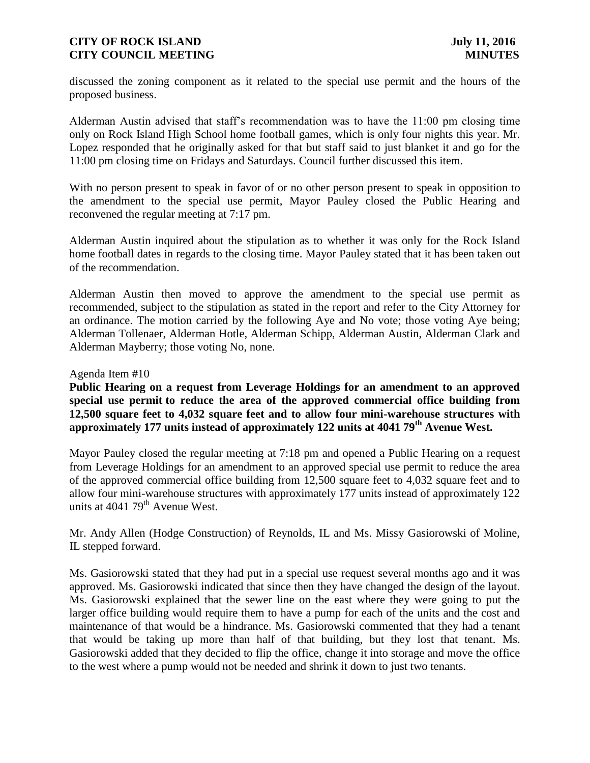discussed the zoning component as it related to the special use permit and the hours of the proposed business.

Alderman Austin advised that staff's recommendation was to have the 11:00 pm closing time only on Rock Island High School home football games, which is only four nights this year. Mr. Lopez responded that he originally asked for that but staff said to just blanket it and go for the 11:00 pm closing time on Fridays and Saturdays. Council further discussed this item.

With no person present to speak in favor of or no other person present to speak in opposition to the amendment to the special use permit, Mayor Pauley closed the Public Hearing and reconvened the regular meeting at 7:17 pm.

Alderman Austin inquired about the stipulation as to whether it was only for the Rock Island home football dates in regards to the closing time. Mayor Pauley stated that it has been taken out of the recommendation.

Alderman Austin then moved to approve the amendment to the special use permit as recommended, subject to the stipulation as stated in the report and refer to the City Attorney for an ordinance. The motion carried by the following Aye and No vote; those voting Aye being; Alderman Tollenaer, Alderman Hotle, Alderman Schipp, Alderman Austin, Alderman Clark and Alderman Mayberry; those voting No, none.

Agenda Item #10

**Public Hearing on a request from Leverage Holdings for an amendment to an approved special use permit to reduce the area of the approved commercial office building from 12,500 square feet to 4,032 square feet and to allow four mini-warehouse structures with approximately 177 units instead of approximately 122 units at 4041 79th Avenue West.**

Mayor Pauley closed the regular meeting at 7:18 pm and opened a Public Hearing on a request from Leverage Holdings for an amendment to an approved special use permit to reduce the area of the approved commercial office building from 12,500 square feet to 4,032 square feet and to allow four mini-warehouse structures with approximately 177 units instead of approximately 122 units at 4041 79th Avenue West.

Mr. Andy Allen (Hodge Construction) of Reynolds, IL and Ms. Missy Gasiorowski of Moline, IL stepped forward.

Ms. Gasiorowski stated that they had put in a special use request several months ago and it was approved. Ms. Gasiorowski indicated that since then they have changed the design of the layout. Ms. Gasiorowski explained that the sewer line on the east where they were going to put the larger office building would require them to have a pump for each of the units and the cost and maintenance of that would be a hindrance. Ms. Gasiorowski commented that they had a tenant that would be taking up more than half of that building, but they lost that tenant. Ms. Gasiorowski added that they decided to flip the office, change it into storage and move the office to the west where a pump would not be needed and shrink it down to just two tenants.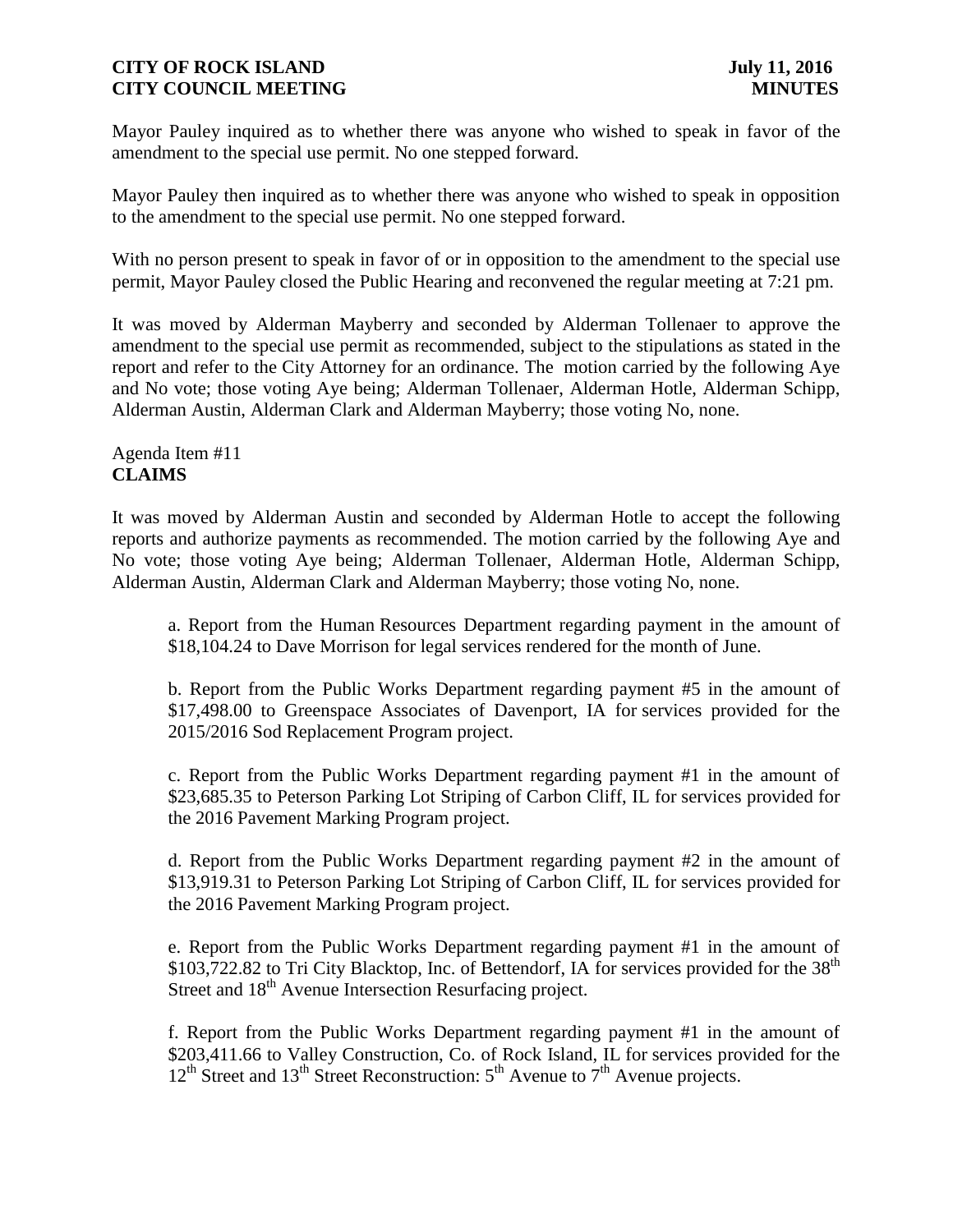Mayor Pauley inquired as to whether there was anyone who wished to speak in favor of the amendment to the special use permit. No one stepped forward.

Mayor Pauley then inquired as to whether there was anyone who wished to speak in opposition to the amendment to the special use permit. No one stepped forward.

With no person present to speak in favor of or in opposition to the amendment to the special use permit, Mayor Pauley closed the Public Hearing and reconvened the regular meeting at 7:21 pm.

It was moved by Alderman Mayberry and seconded by Alderman Tollenaer to approve the amendment to the special use permit as recommended, subject to the stipulations as stated in the report and refer to the City Attorney for an ordinance. The motion carried by the following Aye and No vote; those voting Aye being; Alderman Tollenaer, Alderman Hotle, Alderman Schipp, Alderman Austin, Alderman Clark and Alderman Mayberry; those voting No, none.

Agenda Item #11
**CLAIMS**

It was moved by Alderman Austin and seconded by Alderman Hotle to accept the following reports and authorize payments as recommended. The motion carried by the following Aye and No vote; those voting Aye being; Alderman Tollenaer, Alderman Hotle, Alderman Schipp, Alderman Austin, Alderman Clark and Alderman Mayberry; those voting No, none.

a. Report from the Human Resources Department regarding payment in the amount of $18,104.24 to Dave Morrison for legal services rendered for the month of June.

b. Report from the Public Works Department regarding payment #5 in the amount of $17,498.00 to Greenspace Associates of Davenport, IA for services provided for the 2015/2016 Sod Replacement Program project.

c. Report from the Public Works Department regarding payment #1 in the amount of $23,685.35 to Peterson Parking Lot Striping of Carbon Cliff, IL for services provided for the 2016 Pavement Marking Program project.

d. Report from the Public Works Department regarding payment #2 in the amount of $13,919.31 to Peterson Parking Lot Striping of Carbon Cliff, IL for services provided for the 2016 Pavement Marking Program project.

e. Report from the Public Works Department regarding payment #1 in the amount of $103,722.82 to Tri City Blacktop, Inc. of Bettendorf, IA for services provided for the 38th Street and 18th Avenue Intersection Resurfacing project.

f. Report from the Public Works Department regarding payment #1 in the amount of $203,411.66 to Valley Construction, Co. of Rock Island, IL for services provided for the 12th Street and 13th Street Reconstruction: 5th Avenue to 7th Avenue projects.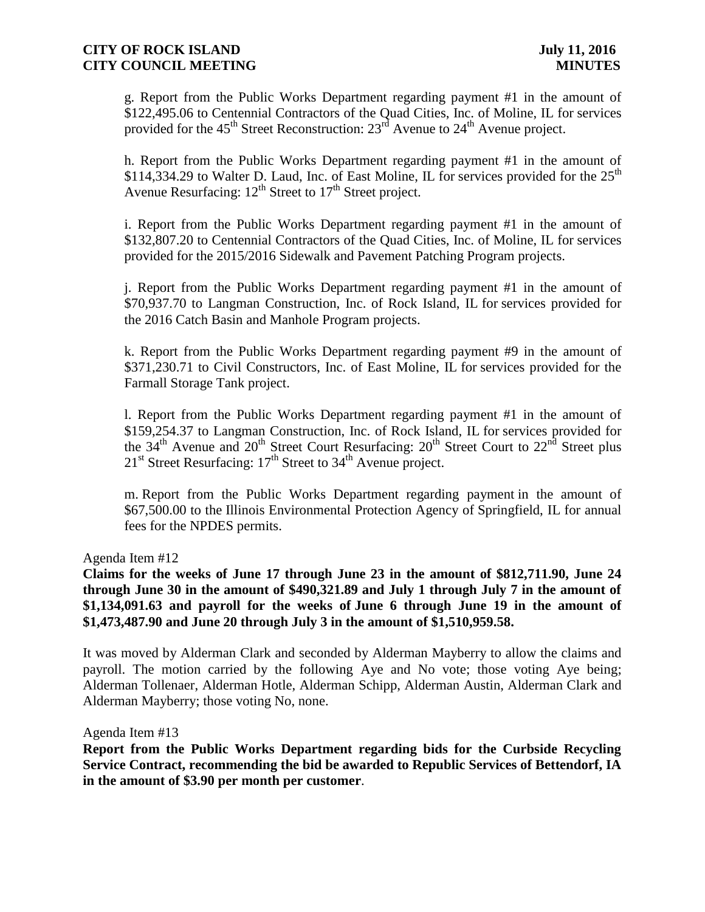g. Report from the Public Works Department regarding payment #1 in the amount of $122,495.06 to Centennial Contractors of the Quad Cities, Inc. of Moline, IL for services provided for the 45th Street Reconstruction: 23rd Avenue to 24th Avenue project.

h. Report from the Public Works Department regarding payment #1 in the amount of $114,334.29 to Walter D. Laud, Inc. of East Moline, IL for services provided for the 25th Avenue Resurfacing: 12th Street to 17th Street project.

i. Report from the Public Works Department regarding payment #1 in the amount of $132,807.20 to Centennial Contractors of the Quad Cities, Inc. of Moline, IL for services provided for the 2015/2016 Sidewalk and Pavement Patching Program projects.

j. Report from the Public Works Department regarding payment #1 in the amount of $70,937.70 to Langman Construction, Inc. of Rock Island, IL for services provided for the 2016 Catch Basin and Manhole Program projects.

k. Report from the Public Works Department regarding payment #9 in the amount of $371,230.71 to Civil Constructors, Inc. of East Moline, IL for services provided for the Farmall Storage Tank project.

l. Report from the Public Works Department regarding payment #1 in the amount of $159,254.37 to Langman Construction, Inc. of Rock Island, IL for services provided for the 34th Avenue and 20th Street Court Resurfacing: 20th Street Court to 22nd Street plus 21st Street Resurfacing: 17th Street to 34th Avenue project.

m. Report from the Public Works Department regarding payment in the amount of $67,500.00 to the Illinois Environmental Protection Agency of Springfield, IL for annual fees for the NPDES permits.

Agenda Item #12

**Claims for the weeks of June 17 through June 23 in the amount of $812,711.90, June 24 through June 30 in the amount of $490,321.89 and July 1 through July 7 in the amount of $1,134,091.63 and payroll for the weeks of June 6 through June 19 in the amount of $1,473,487.90 and June 20 through July 3 in the amount of $1,510,959.58.**

It was moved by Alderman Clark and seconded by Alderman Mayberry to allow the claims and payroll. The motion carried by the following Aye and No vote; those voting Aye being; Alderman Tollenaer, Alderman Hotle, Alderman Schipp, Alderman Austin, Alderman Clark and Alderman Mayberry; those voting No, none.

Agenda Item #13

**Report from the Public Works Department regarding bids for the Curbside Recycling Service Contract, recommending the bid be awarded to Republic Services of Bettendorf, IA in the amount of $3.90 per month per customer**.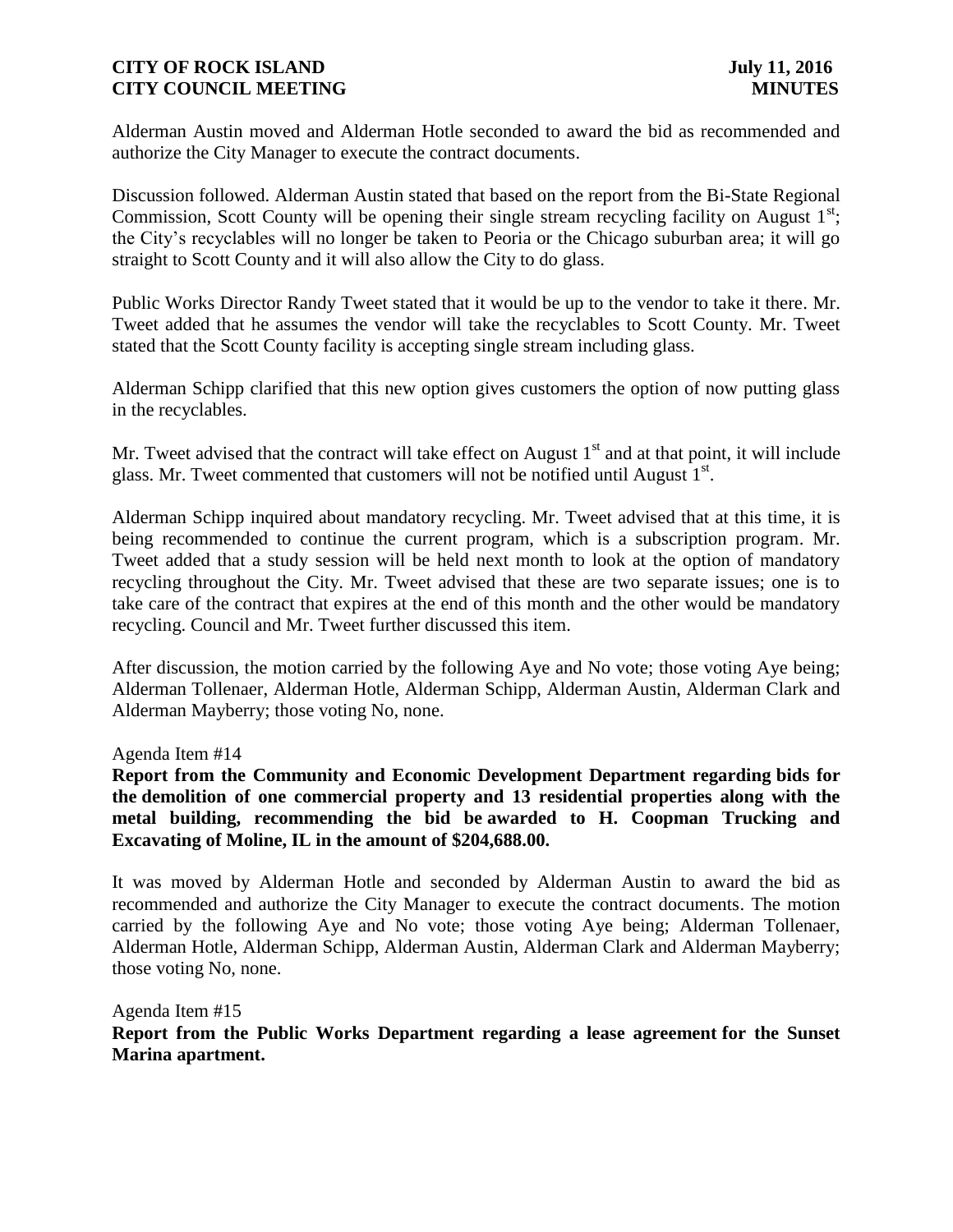Alderman Austin moved and Alderman Hotle seconded to award the bid as recommended and authorize the City Manager to execute the contract documents.

Discussion followed. Alderman Austin stated that based on the report from the Bi-State Regional Commission, Scott County will be opening their single stream recycling facility on August 1st; the City's recyclables will no longer be taken to Peoria or the Chicago suburban area; it will go straight to Scott County and it will also allow the City to do glass.

Public Works Director Randy Tweet stated that it would be up to the vendor to take it there. Mr. Tweet added that he assumes the vendor will take the recyclables to Scott County. Mr. Tweet stated that the Scott County facility is accepting single stream including glass.

Alderman Schipp clarified that this new option gives customers the option of now putting glass in the recyclables.

Mr. Tweet advised that the contract will take effect on August 1st and at that point, it will include glass. Mr. Tweet commented that customers will not be notified until August 1st.

Alderman Schipp inquired about mandatory recycling. Mr. Tweet advised that at this time, it is being recommended to continue the current program, which is a subscription program. Mr. Tweet added that a study session will be held next month to look at the option of mandatory recycling throughout the City. Mr. Tweet advised that these are two separate issues; one is to take care of the contract that expires at the end of this month and the other would be mandatory recycling. Council and Mr. Tweet further discussed this item.

After discussion, the motion carried by the following Aye and No vote; those voting Aye being; Alderman Tollenaer, Alderman Hotle, Alderman Schipp, Alderman Austin, Alderman Clark and Alderman Mayberry; those voting No, none.

Agenda Item #14

**Report from the Community and Economic Development Department regarding bids for the demolition of one commercial property and 13 residential properties along with the metal building, recommending the bid be awarded to H. Coopman Trucking and Excavating of Moline, IL in the amount of $204,688.00.**

It was moved by Alderman Hotle and seconded by Alderman Austin to award the bid as recommended and authorize the City Manager to execute the contract documents. The motion carried by the following Aye and No vote; those voting Aye being; Alderman Tollenaer, Alderman Hotle, Alderman Schipp, Alderman Austin, Alderman Clark and Alderman Mayberry; those voting No, none.

Agenda Item #15

**Report from the Public Works Department regarding a lease agreement for the Sunset Marina apartment.**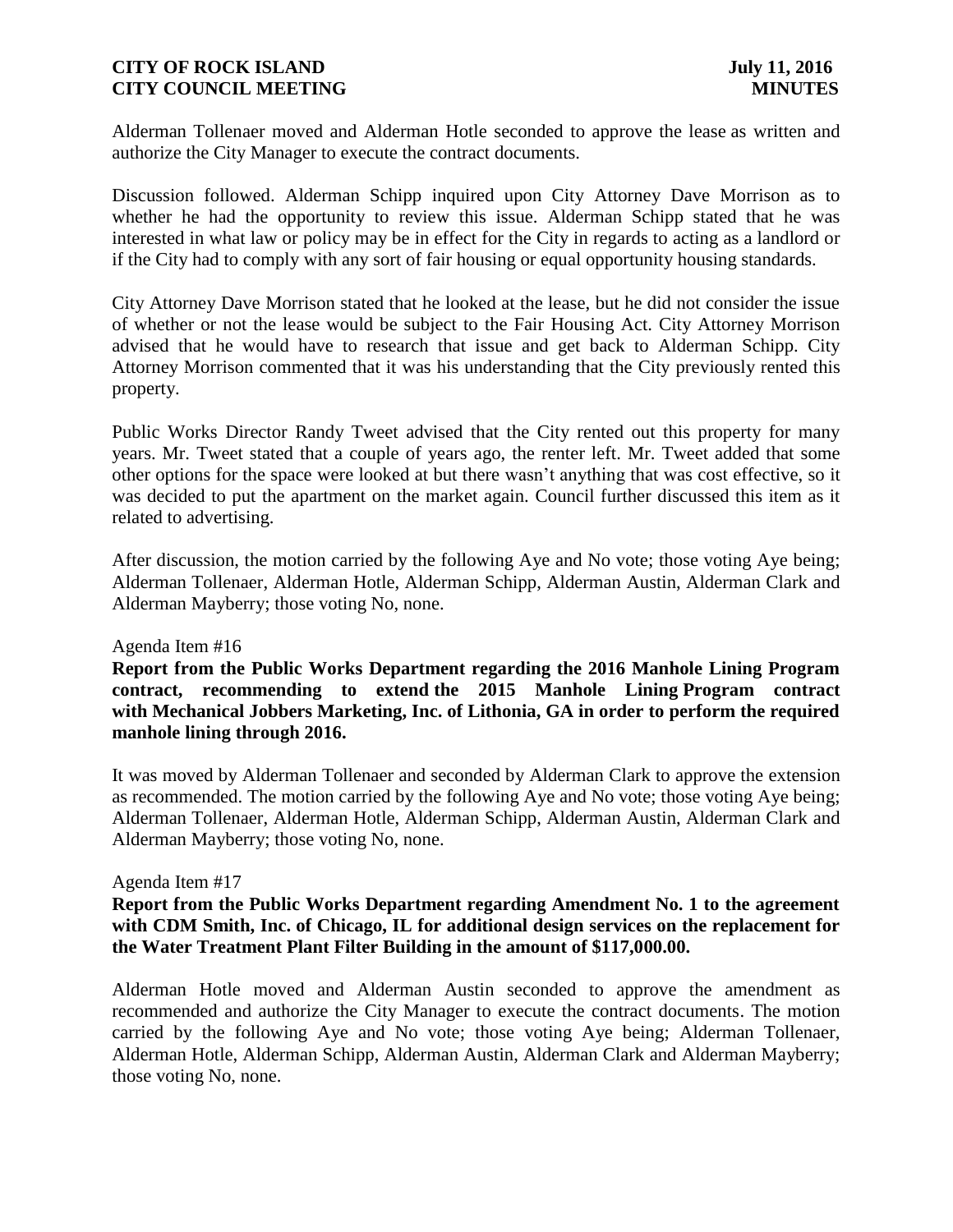Alderman Tollenaer moved and Alderman Hotle seconded to approve the lease as written and authorize the City Manager to execute the contract documents.

Discussion followed. Alderman Schipp inquired upon City Attorney Dave Morrison as to whether he had the opportunity to review this issue. Alderman Schipp stated that he was interested in what law or policy may be in effect for the City in regards to acting as a landlord or if the City had to comply with any sort of fair housing or equal opportunity housing standards.

City Attorney Dave Morrison stated that he looked at the lease, but he did not consider the issue of whether or not the lease would be subject to the Fair Housing Act. City Attorney Morrison advised that he would have to research that issue and get back to Alderman Schipp. City Attorney Morrison commented that it was his understanding that the City previously rented this property.

Public Works Director Randy Tweet advised that the City rented out this property for many years. Mr. Tweet stated that a couple of years ago, the renter left. Mr. Tweet added that some other options for the space were looked at but there wasn't anything that was cost effective, so it was decided to put the apartment on the market again. Council further discussed this item as it related to advertising.

After discussion, the motion carried by the following Aye and No vote; those voting Aye being; Alderman Tollenaer, Alderman Hotle, Alderman Schipp, Alderman Austin, Alderman Clark and Alderman Mayberry; those voting No, none.

Agenda Item #16

**Report from the Public Works Department regarding the 2016 Manhole Lining Program contract, recommending to extend the 2015 Manhole Lining Program contract with Mechanical Jobbers Marketing, Inc. of Lithonia, GA in order to perform the required manhole lining through 2016.**

It was moved by Alderman Tollenaer and seconded by Alderman Clark to approve the extension as recommended. The motion carried by the following Aye and No vote; those voting Aye being; Alderman Tollenaer, Alderman Hotle, Alderman Schipp, Alderman Austin, Alderman Clark and Alderman Mayberry; those voting No, none.

Agenda Item #17

**Report from the Public Works Department regarding Amendment No. 1 to the agreement with CDM Smith, Inc. of Chicago, IL for additional design services on the replacement for the Water Treatment Plant Filter Building in the amount of $117,000.00.**

Alderman Hotle moved and Alderman Austin seconded to approve the amendment as recommended and authorize the City Manager to execute the contract documents. The motion carried by the following Aye and No vote; those voting Aye being; Alderman Tollenaer, Alderman Hotle, Alderman Schipp, Alderman Austin, Alderman Clark and Alderman Mayberry; those voting No, none.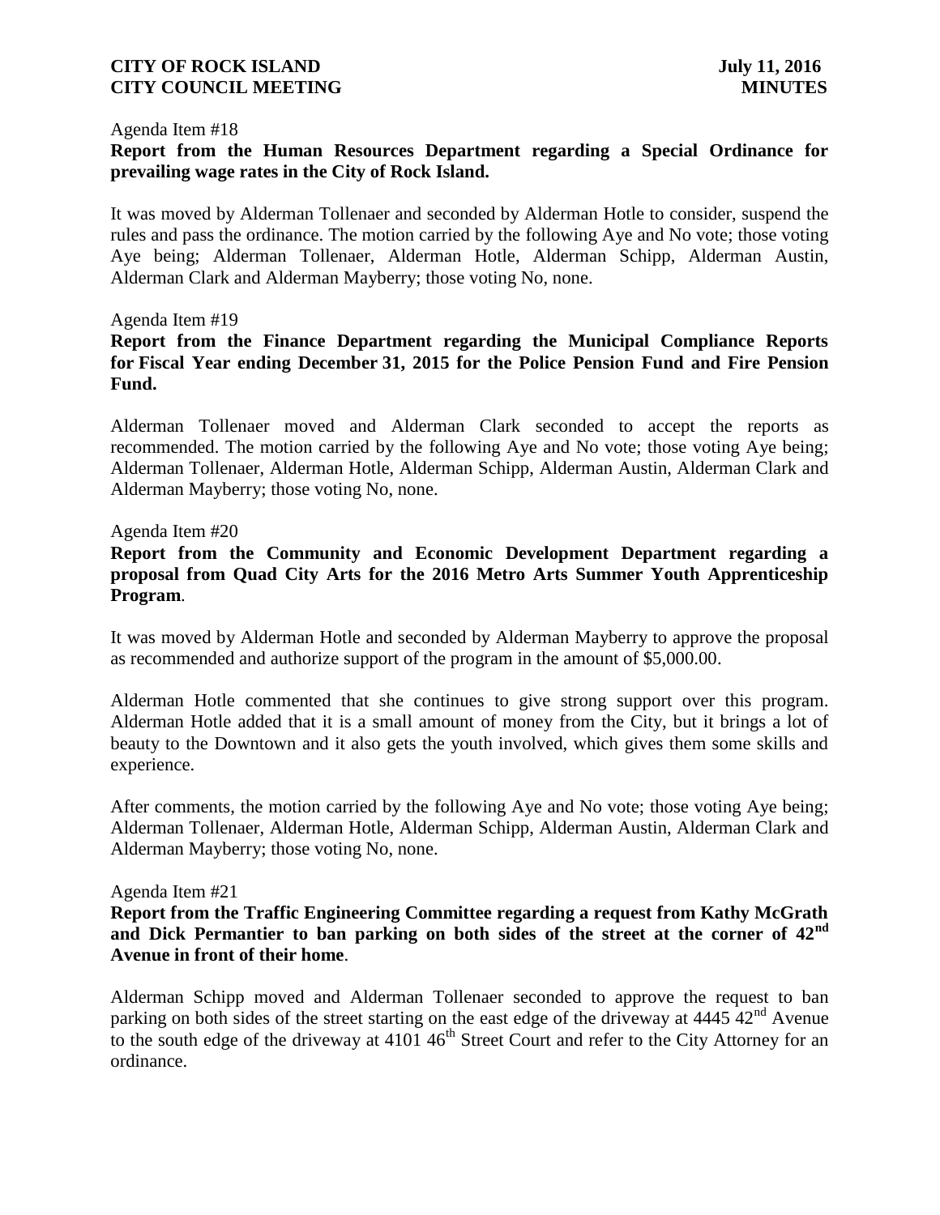Agenda Item #18

**Report from the Human Resources Department regarding a Special Ordinance for prevailing wage rates in the City of Rock Island.**

It was moved by Alderman Tollenaer and seconded by Alderman Hotle to consider, suspend the rules and pass the ordinance. The motion carried by the following Aye and No vote; those voting Aye being; Alderman Tollenaer, Alderman Hotle, Alderman Schipp, Alderman Austin, Alderman Clark and Alderman Mayberry; those voting No, none.

Agenda Item #19

**Report from the Finance Department regarding the Municipal Compliance Reports for Fiscal Year ending December 31, 2015 for the Police Pension Fund and Fire Pension Fund.**

Alderman Tollenaer moved and Alderman Clark seconded to accept the reports as recommended. The motion carried by the following Aye and No vote; those voting Aye being; Alderman Tollenaer, Alderman Hotle, Alderman Schipp, Alderman Austin, Alderman Clark and Alderman Mayberry; those voting No, none.

Agenda Item #20

**Report from the Community and Economic Development Department regarding a proposal from Quad City Arts for the 2016 Metro Arts Summer Youth Apprenticeship Program**.

It was moved by Alderman Hotle and seconded by Alderman Mayberry to approve the proposal as recommended and authorize support of the program in the amount of $5,000.00.

Alderman Hotle commented that she continues to give strong support over this program. Alderman Hotle added that it is a small amount of money from the City, but it brings a lot of beauty to the Downtown and it also gets the youth involved, which gives them some skills and experience.

After comments, the motion carried by the following Aye and No vote; those voting Aye being; Alderman Tollenaer, Alderman Hotle, Alderman Schipp, Alderman Austin, Alderman Clark and Alderman Mayberry; those voting No, none.

Agenda Item #21

**Report from the Traffic Engineering Committee regarding a request from Kathy McGrath and Dick Permantier to ban parking on both sides of the street at the corner of 42nd Avenue in front of their home**.

Alderman Schipp moved and Alderman Tollenaer seconded to approve the request to ban parking on both sides of the street starting on the east edge of the driveway at 4445 42nd Avenue to the south edge of the driveway at 4101 46th Street Court and refer to the City Attorney for an ordinance.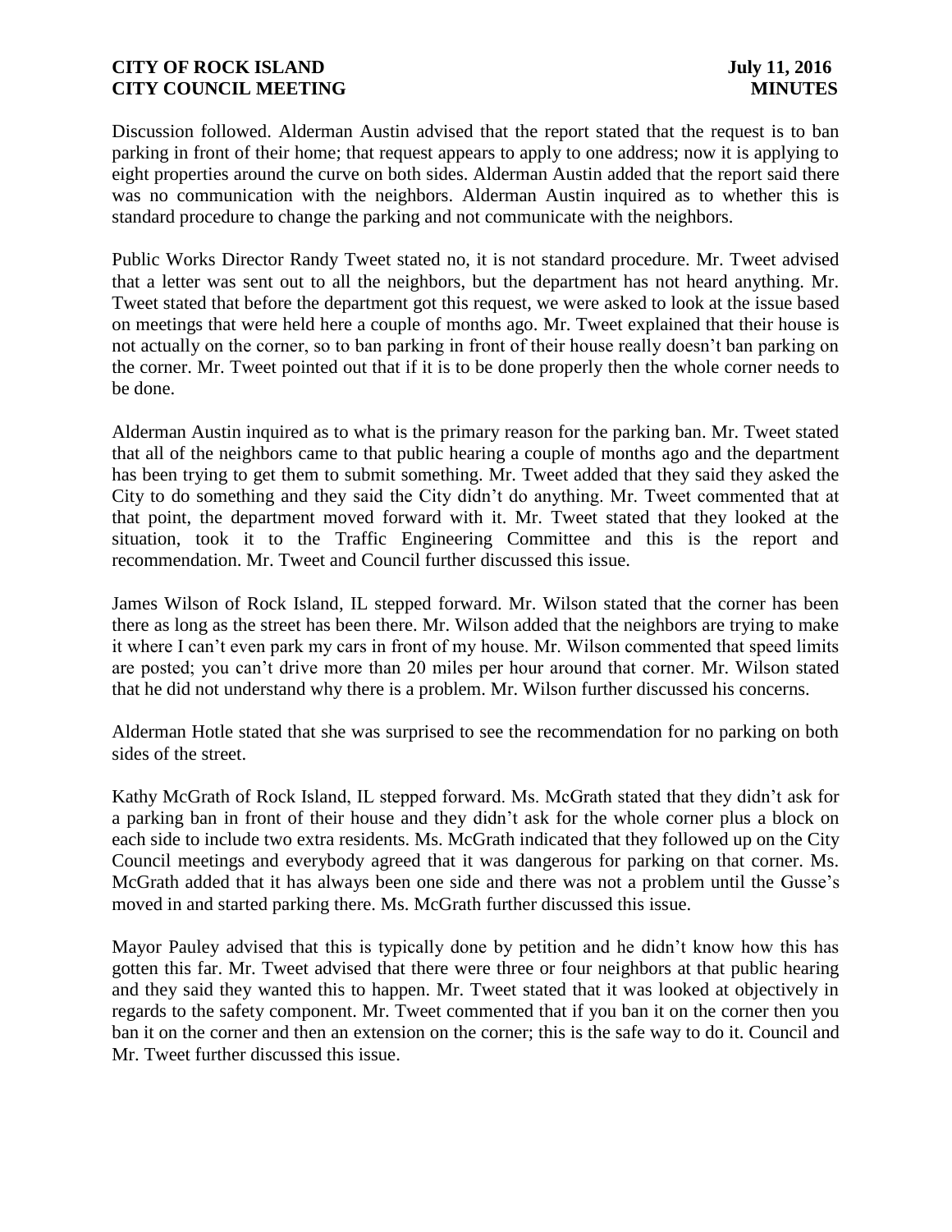Discussion followed. Alderman Austin advised that the report stated that the request is to ban parking in front of their home; that request appears to apply to one address; now it is applying to eight properties around the curve on both sides. Alderman Austin added that the report said there was no communication with the neighbors. Alderman Austin inquired as to whether this is standard procedure to change the parking and not communicate with the neighbors.

Public Works Director Randy Tweet stated no, it is not standard procedure. Mr. Tweet advised that a letter was sent out to all the neighbors, but the department has not heard anything. Mr. Tweet stated that before the department got this request, we were asked to look at the issue based on meetings that were held here a couple of months ago. Mr. Tweet explained that their house is not actually on the corner, so to ban parking in front of their house really doesn't ban parking on the corner. Mr. Tweet pointed out that if it is to be done properly then the whole corner needs to be done.

Alderman Austin inquired as to what is the primary reason for the parking ban. Mr. Tweet stated that all of the neighbors came to that public hearing a couple of months ago and the department has been trying to get them to submit something. Mr. Tweet added that they said they asked the City to do something and they said the City didn't do anything. Mr. Tweet commented that at that point, the department moved forward with it. Mr. Tweet stated that they looked at the situation, took it to the Traffic Engineering Committee and this is the report and recommendation. Mr. Tweet and Council further discussed this issue.

James Wilson of Rock Island, IL stepped forward. Mr. Wilson stated that the corner has been there as long as the street has been there. Mr. Wilson added that the neighbors are trying to make it where I can't even park my cars in front of my house. Mr. Wilson commented that speed limits are posted; you can't drive more than 20 miles per hour around that corner. Mr. Wilson stated that he did not understand why there is a problem. Mr. Wilson further discussed his concerns.

Alderman Hotle stated that she was surprised to see the recommendation for no parking on both sides of the street.

Kathy McGrath of Rock Island, IL stepped forward. Ms. McGrath stated that they didn't ask for a parking ban in front of their house and they didn't ask for the whole corner plus a block on each side to include two extra residents. Ms. McGrath indicated that they followed up on the City Council meetings and everybody agreed that it was dangerous for parking on that corner. Ms. McGrath added that it has always been one side and there was not a problem until the Gusse's moved in and started parking there. Ms. McGrath further discussed this issue.

Mayor Pauley advised that this is typically done by petition and he didn't know how this has gotten this far. Mr. Tweet advised that there were three or four neighbors at that public hearing and they said they wanted this to happen. Mr. Tweet stated that it was looked at objectively in regards to the safety component. Mr. Tweet commented that if you ban it on the corner then you ban it on the corner and then an extension on the corner; this is the safe way to do it. Council and Mr. Tweet further discussed this issue.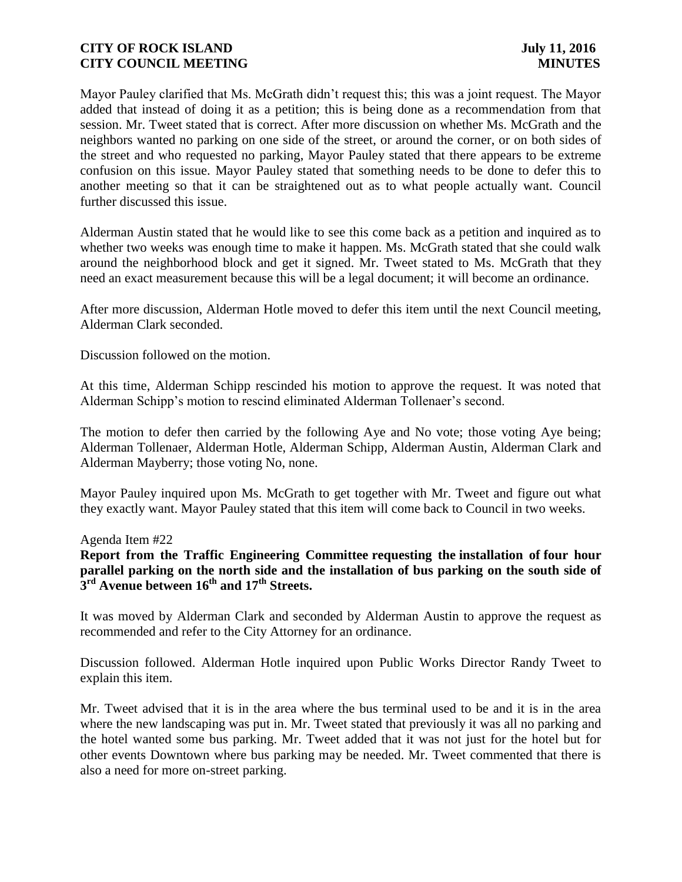Mayor Pauley clarified that Ms. McGrath didn't request this; this was a joint request. The Mayor added that instead of doing it as a petition; this is being done as a recommendation from that session. Mr. Tweet stated that is correct. After more discussion on whether Ms. McGrath and the neighbors wanted no parking on one side of the street, or around the corner, or on both sides of the street and who requested no parking, Mayor Pauley stated that there appears to be extreme confusion on this issue. Mayor Pauley stated that something needs to be done to defer this to another meeting so that it can be straightened out as to what people actually want. Council further discussed this issue.

Alderman Austin stated that he would like to see this come back as a petition and inquired as to whether two weeks was enough time to make it happen. Ms. McGrath stated that she could walk around the neighborhood block and get it signed. Mr. Tweet stated to Ms. McGrath that they need an exact measurement because this will be a legal document; it will become an ordinance.

After more discussion, Alderman Hotle moved to defer this item until the next Council meeting, Alderman Clark seconded.

Discussion followed on the motion.

At this time, Alderman Schipp rescinded his motion to approve the request. It was noted that Alderman Schipp's motion to rescind eliminated Alderman Tollenaer's second.

The motion to defer then carried by the following Aye and No vote; those voting Aye being; Alderman Tollenaer, Alderman Hotle, Alderman Schipp, Alderman Austin, Alderman Clark and Alderman Mayberry; those voting No, none.

Mayor Pauley inquired upon Ms. McGrath to get together with Mr. Tweet and figure out what they exactly want. Mayor Pauley stated that this item will come back to Council in two weeks.

Agenda Item #22

**Report from the Traffic Engineering Committee requesting the installation of four hour parallel parking on the north side and the installation of bus parking on the south side of 3rd Avenue between 16th and 17th Streets.**

It was moved by Alderman Clark and seconded by Alderman Austin to approve the request as recommended and refer to the City Attorney for an ordinance.

Discussion followed. Alderman Hotle inquired upon Public Works Director Randy Tweet to explain this item.

Mr. Tweet advised that it is in the area where the bus terminal used to be and it is in the area where the new landscaping was put in. Mr. Tweet stated that previously it was all no parking and the hotel wanted some bus parking. Mr. Tweet added that it was not just for the hotel but for other events Downtown where bus parking may be needed. Mr. Tweet commented that there is also a need for more on-street parking.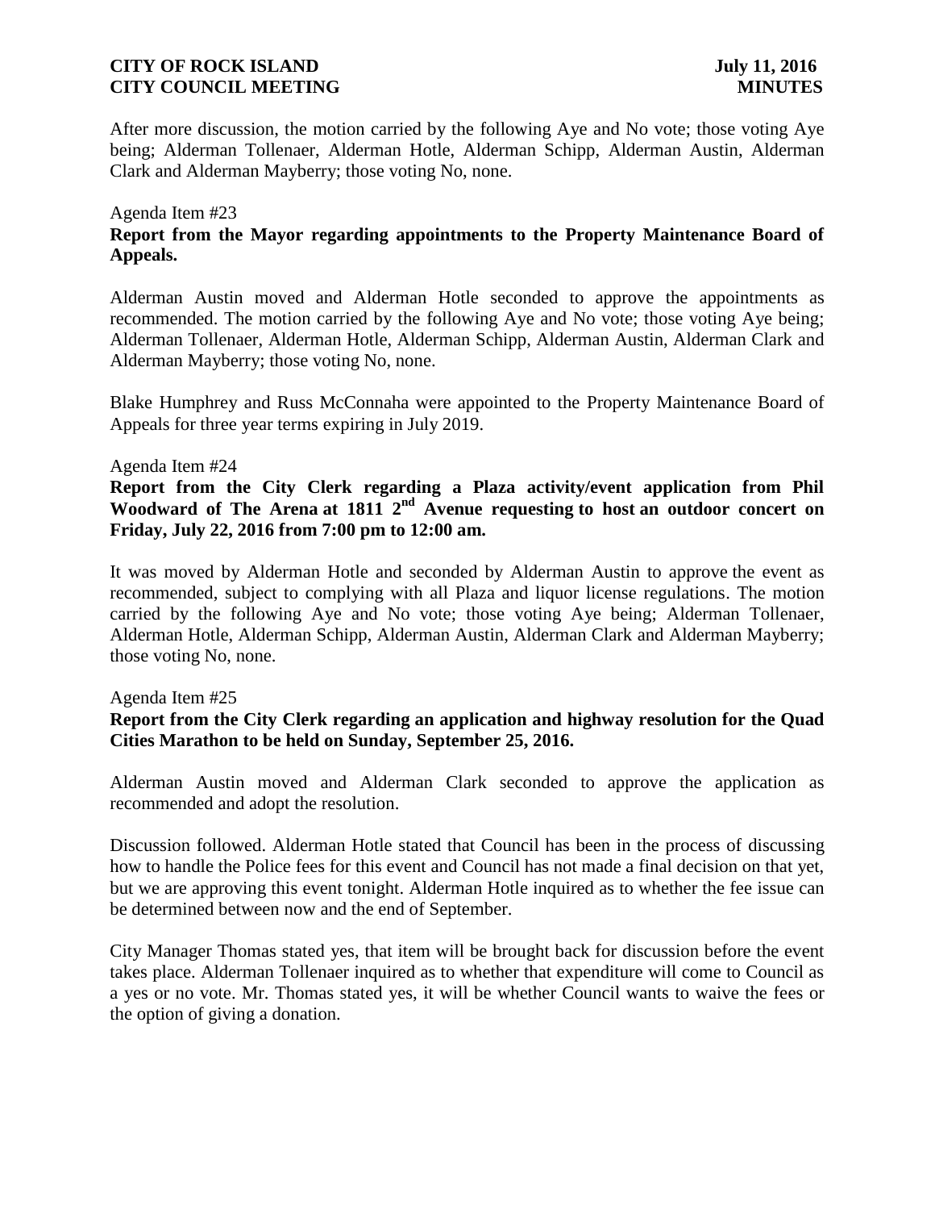After more discussion, the motion carried by the following Aye and No vote; those voting Aye being; Alderman Tollenaer, Alderman Hotle, Alderman Schipp, Alderman Austin, Alderman Clark and Alderman Mayberry; those voting No, none.

Agenda Item #23

**Report from the Mayor regarding appointments to the Property Maintenance Board of Appeals.**

Alderman Austin moved and Alderman Hotle seconded to approve the appointments as recommended. The motion carried by the following Aye and No vote; those voting Aye being; Alderman Tollenaer, Alderman Hotle, Alderman Schipp, Alderman Austin, Alderman Clark and Alderman Mayberry; those voting No, none.

Blake Humphrey and Russ McConnaha were appointed to the Property Maintenance Board of Appeals for three year terms expiring in July 2019.

Agenda Item #24

**Report from the City Clerk regarding a Plaza activity/event application from Phil Woodward of The Arena at 1811 2nd Avenue requesting to host an outdoor concert on Friday, July 22, 2016 from 7:00 pm to 12:00 am.**

It was moved by Alderman Hotle and seconded by Alderman Austin to approve the event as recommended, subject to complying with all Plaza and liquor license regulations. The motion carried by the following Aye and No vote; those voting Aye being; Alderman Tollenaer, Alderman Hotle, Alderman Schipp, Alderman Austin, Alderman Clark and Alderman Mayberry; those voting No, none.

Agenda Item #25

**Report from the City Clerk regarding an application and highway resolution for the Quad Cities Marathon to be held on Sunday, September 25, 2016.**

Alderman Austin moved and Alderman Clark seconded to approve the application as recommended and adopt the resolution.

Discussion followed. Alderman Hotle stated that Council has been in the process of discussing how to handle the Police fees for this event and Council has not made a final decision on that yet, but we are approving this event tonight. Alderman Hotle inquired as to whether the fee issue can be determined between now and the end of September.

City Manager Thomas stated yes, that item will be brought back for discussion before the event takes place. Alderman Tollenaer inquired as to whether that expenditure will come to Council as a yes or no vote. Mr. Thomas stated yes, it will be whether Council wants to waive the fees or the option of giving a donation.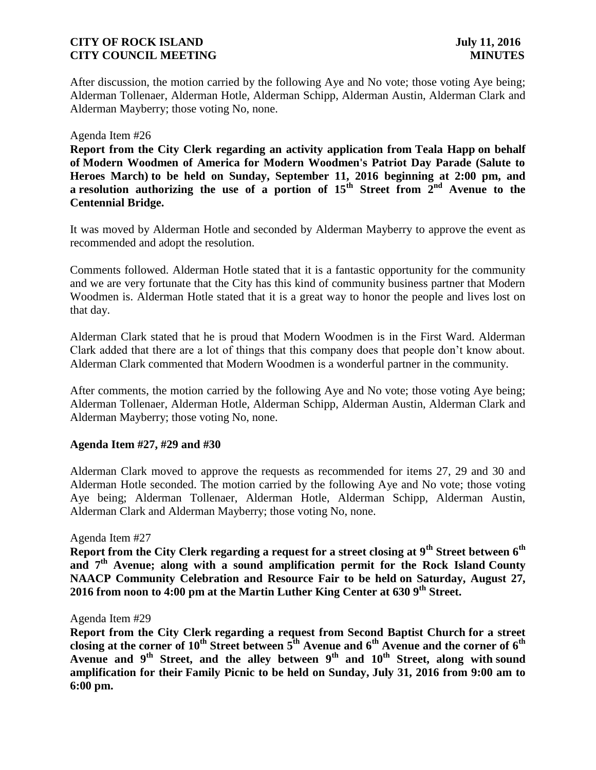After discussion, the motion carried by the following Aye and No vote; those voting Aye being; Alderman Tollenaer, Alderman Hotle, Alderman Schipp, Alderman Austin, Alderman Clark and Alderman Mayberry; those voting No, none.

Agenda Item #26

**Report from the City Clerk regarding an activity application from Teala Happ on behalf of Modern Woodmen of America for Modern Woodmen's Patriot Day Parade (Salute to Heroes March) to be held on Sunday, September 11, 2016 beginning at 2:00 pm, and a resolution authorizing the use of a portion of 15th Street from 2nd Avenue to the Centennial Bridge.**

It was moved by Alderman Hotle and seconded by Alderman Mayberry to approve the event as recommended and adopt the resolution.

Comments followed. Alderman Hotle stated that it is a fantastic opportunity for the community and we are very fortunate that the City has this kind of community business partner that Modern Woodmen is. Alderman Hotle stated that it is a great way to honor the people and lives lost on that day.

Alderman Clark stated that he is proud that Modern Woodmen is in the First Ward. Alderman Clark added that there are a lot of things that this company does that people don't know about. Alderman Clark commented that Modern Woodmen is a wonderful partner in the community.

After comments, the motion carried by the following Aye and No vote; those voting Aye being; Alderman Tollenaer, Alderman Hotle, Alderman Schipp, Alderman Austin, Alderman Clark and Alderman Mayberry; those voting No, none.

**Agenda Item #27, #29 and #30**

Alderman Clark moved to approve the requests as recommended for items 27, 29 and 30 and Alderman Hotle seconded. The motion carried by the following Aye and No vote; those voting Aye being; Alderman Tollenaer, Alderman Hotle, Alderman Schipp, Alderman Austin, Alderman Clark and Alderman Mayberry; those voting No, none.

Agenda Item #27

**Report from the City Clerk regarding a request for a street closing at 9th Street between 6th and 7th Avenue; along with a sound amplification permit for the Rock Island County NAACP Community Celebration and Resource Fair to be held on Saturday, August 27, 2016 from noon to 4:00 pm at the Martin Luther King Center at 630 9th Street.**

Agenda Item #29

**Report from the City Clerk regarding a request from Second Baptist Church for a street closing at the corner of 10th Street between 5th Avenue and 6th Avenue and the corner of 6th Avenue and 9th Street, and the alley between 9th and 10th Street, along with sound amplification for their Family Picnic to be held on Sunday, July 31, 2016 from 9:00 am to 6:00 pm.**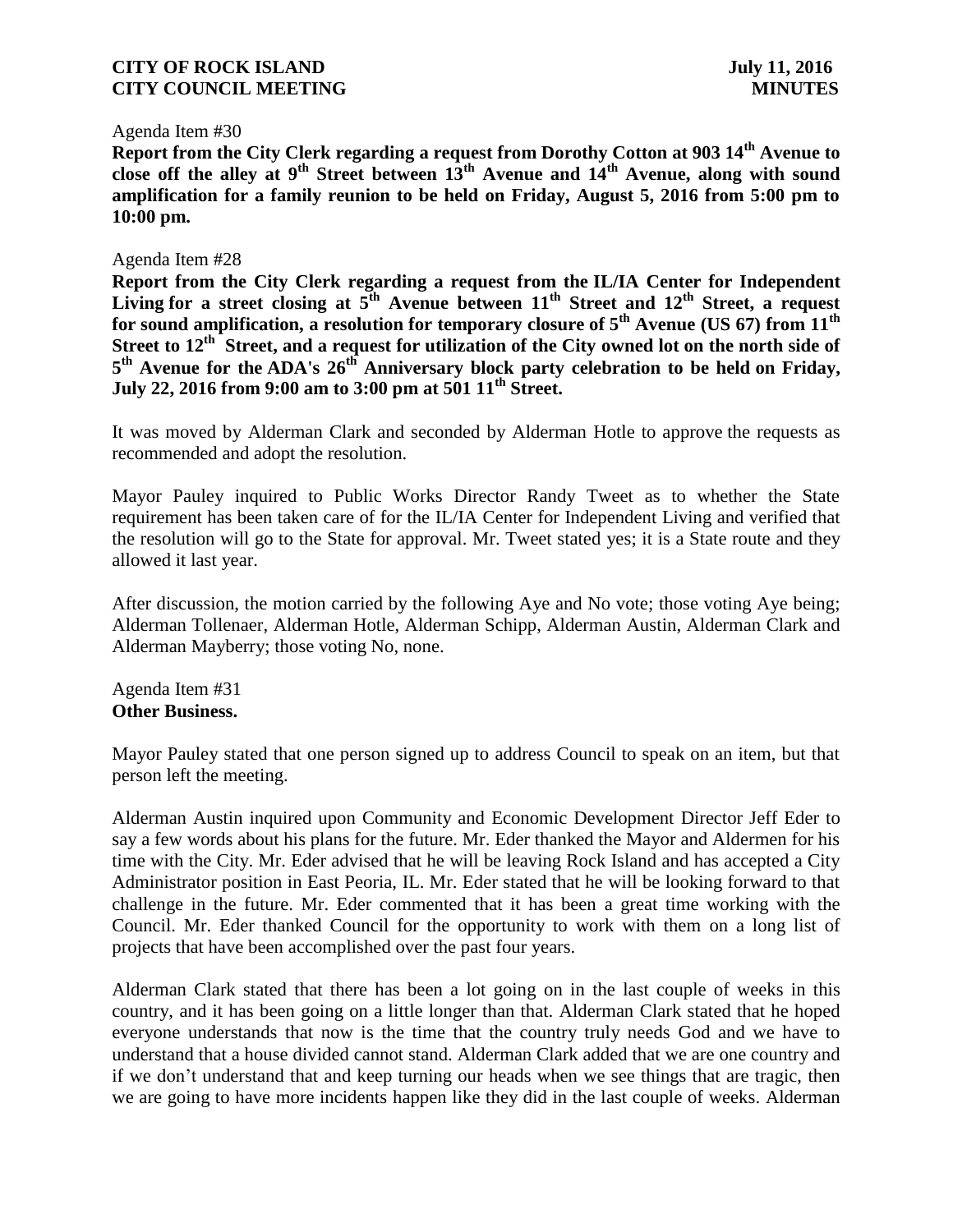Agenda Item #30

**Report from the City Clerk regarding a request from Dorothy Cotton at 903 14th Avenue to close off the alley at 9th Street between 13th Avenue and 14th Avenue, along with sound amplification for a family reunion to be held on Friday, August 5, 2016 from 5:00 pm to 10:00 pm.**

Agenda Item #28

**Report from the City Clerk regarding a request from the IL/IA Center for Independent Living for a street closing at 5th Avenue between 11th Street and 12th Street, a request for sound amplification, a resolution for temporary closure of 5th Avenue (US 67) from 11th Street to 12th Street, and a request for utilization of the City owned lot on the north side of 5th Avenue for the ADA's 26th Anniversary block party celebration to be held on Friday, July 22, 2016 from 9:00 am to 3:00 pm at 501 11th Street.**

It was moved by Alderman Clark and seconded by Alderman Hotle to approve the requests as recommended and adopt the resolution.

Mayor Pauley inquired to Public Works Director Randy Tweet as to whether the State requirement has been taken care of for the IL/IA Center for Independent Living and verified that the resolution will go to the State for approval. Mr. Tweet stated yes; it is a State route and they allowed it last year.

After discussion, the motion carried by the following Aye and No vote; those voting Aye being; Alderman Tollenaer, Alderman Hotle, Alderman Schipp, Alderman Austin, Alderman Clark and Alderman Mayberry; those voting No, none.

Agenda Item #31

**Other Business.**

Mayor Pauley stated that one person signed up to address Council to speak on an item, but that person left the meeting.

Alderman Austin inquired upon Community and Economic Development Director Jeff Eder to say a few words about his plans for the future. Mr. Eder thanked the Mayor and Aldermen for his time with the City. Mr. Eder advised that he will be leaving Rock Island and has accepted a City Administrator position in East Peoria, IL. Mr. Eder stated that he will be looking forward to that challenge in the future. Mr. Eder commented that it has been a great time working with the Council. Mr. Eder thanked Council for the opportunity to work with them on a long list of projects that have been accomplished over the past four years.

Alderman Clark stated that there has been a lot going on in the last couple of weeks in this country, and it has been going on a little longer than that. Alderman Clark stated that he hoped everyone understands that now is the time that the country truly needs God and we have to understand that a house divided cannot stand. Alderman Clark added that we are one country and if we don't understand that and keep turning our heads when we see things that are tragic, then we are going to have more incidents happen like they did in the last couple of weeks. Alderman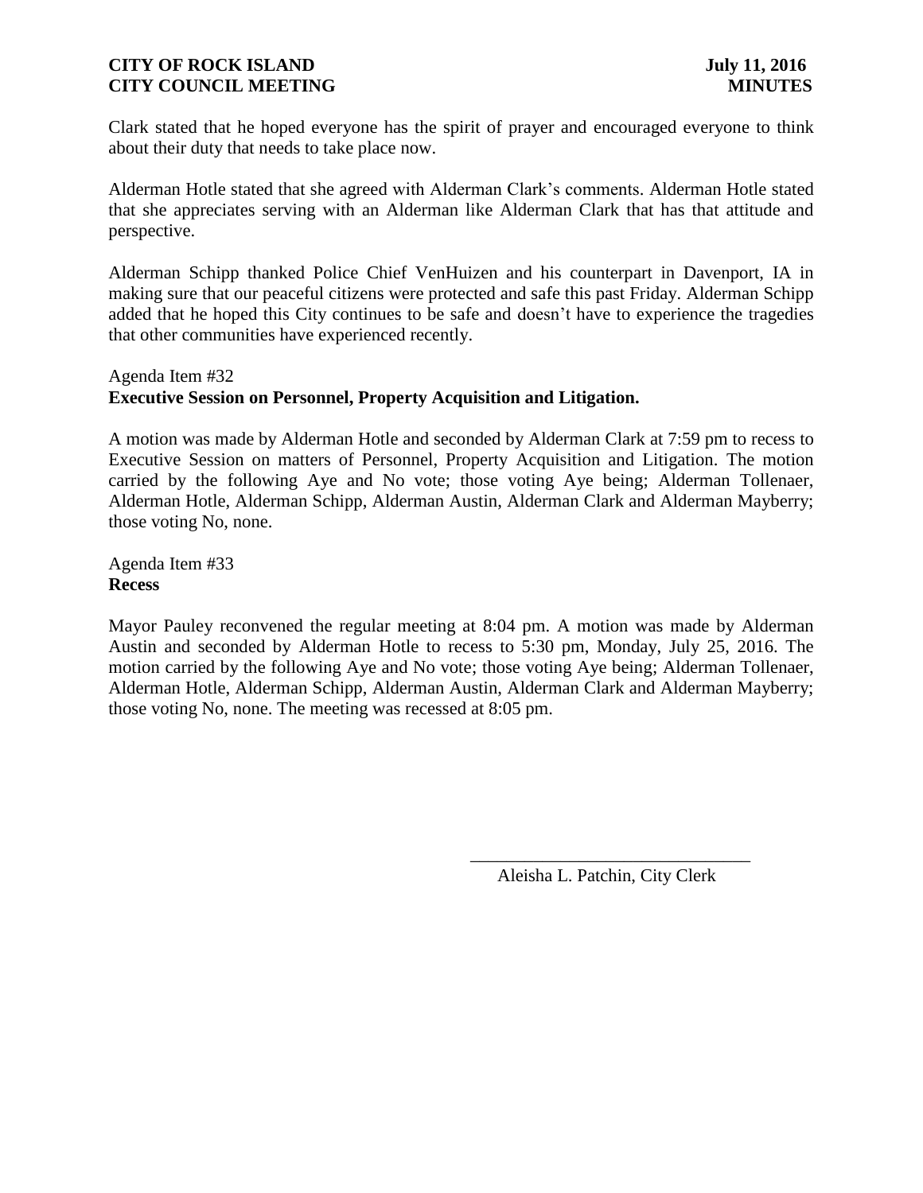Clark stated that he hoped everyone has the spirit of prayer and encouraged everyone to think about their duty that needs to take place now.

Alderman Hotle stated that she agreed with Alderman Clark's comments. Alderman Hotle stated that she appreciates serving with an Alderman like Alderman Clark that has that attitude and perspective.

Alderman Schipp thanked Police Chief VenHuizen and his counterpart in Davenport, IA in making sure that our peaceful citizens were protected and safe this past Friday. Alderman Schipp added that he hoped this City continues to be safe and doesn't have to experience the tragedies that other communities have experienced recently.

Agenda Item #32
**Executive Session on Personnel, Property Acquisition and Litigation.**

A motion was made by Alderman Hotle and seconded by Alderman Clark at 7:59 pm to recess to Executive Session on matters of Personnel, Property Acquisition and Litigation. The motion carried by the following Aye and No vote; those voting Aye being; Alderman Tollenaer, Alderman Hotle, Alderman Schipp, Alderman Austin, Alderman Clark and Alderman Mayberry; those voting No, none.

Agenda Item #33
**Recess**

Mayor Pauley reconvened the regular meeting at 8:04 pm. A motion was made by Alderman Austin and seconded by Alderman Hotle to recess to 5:30 pm, Monday, July 25, 2016. The motion carried by the following Aye and No vote; those voting Aye being; Alderman Tollenaer, Alderman Hotle, Alderman Schipp, Alderman Austin, Alderman Clark and Alderman Mayberry; those voting No, none. The meeting was recessed at 8:05 pm.

\_\_\_\_\_\_\_\_\_\_\_\_\_\_\_\_\_\_\_\_\_\_\_\_\_\_\_\_\_\_\_\_
Aleisha L. Patchin, City Clerk